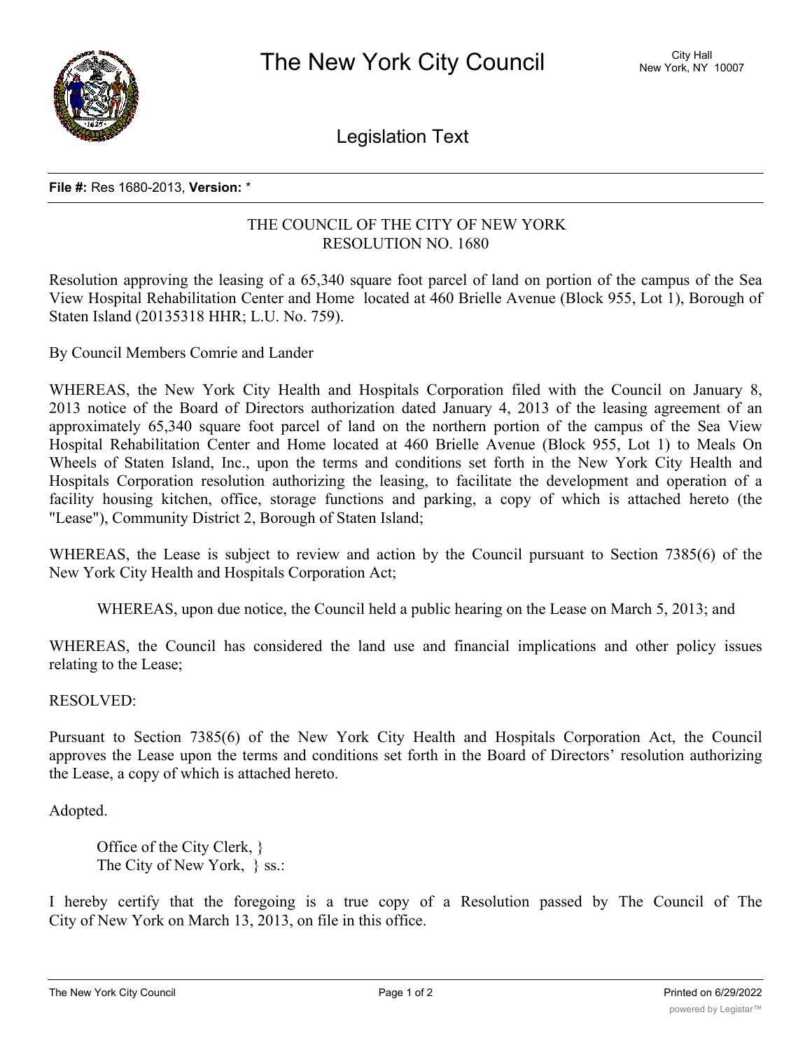# The New York City Council

City Hall
New York, NY 10007

## Legislation Text

**File #:** Res 1680-2013, **Version:** *

THE COUNCIL OF THE CITY OF NEW YORK
RESOLUTION NO. 1680

Resolution approving the leasing of a 65,340 square foot parcel of land on portion of the campus of the Sea View Hospital Rehabilitation Center and Home located at 460 Brielle Avenue (Block 955, Lot 1), Borough of Staten Island (20135318 HHR; L.U. No. 759).

By Council Members Comrie and Lander

WHEREAS, the New York City Health and Hospitals Corporation filed with the Council on January 8, 2013 notice of the Board of Directors authorization dated January 4, 2013 of the leasing agreement of an approximately 65,340 square foot parcel of land on the northern portion of the campus of the Sea View Hospital Rehabilitation Center and Home located at 460 Brielle Avenue (Block 955, Lot 1) to Meals On Wheels of Staten Island, Inc., upon the terms and conditions set forth in the New York City Health and Hospitals Corporation resolution authorizing the leasing, to facilitate the development and operation of a facility housing kitchen, office, storage functions and parking, a copy of which is attached hereto (the "Lease"), Community District 2, Borough of Staten Island;

WHEREAS, the Lease is subject to review and action by the Council pursuant to Section 7385(6) of the New York City Health and Hospitals Corporation Act;

WHEREAS, upon due notice, the Council held a public hearing on the Lease on March 5, 2013; and

WHEREAS, the Council has considered the land use and financial implications and other policy issues relating to the Lease;

RESOLVED:

Pursuant to Section 7385(6) of the New York City Health and Hospitals Corporation Act, the Council approves the Lease upon the terms and conditions set forth in the Board of Directors' resolution authorizing the Lease, a copy of which is attached hereto.

Adopted.

Office of the City Clerk, }
The City of New York, } ss.:

I hereby certify that the foregoing is a true copy of a Resolution passed by The Council of The City of New York on March 13, 2013, on file in this office.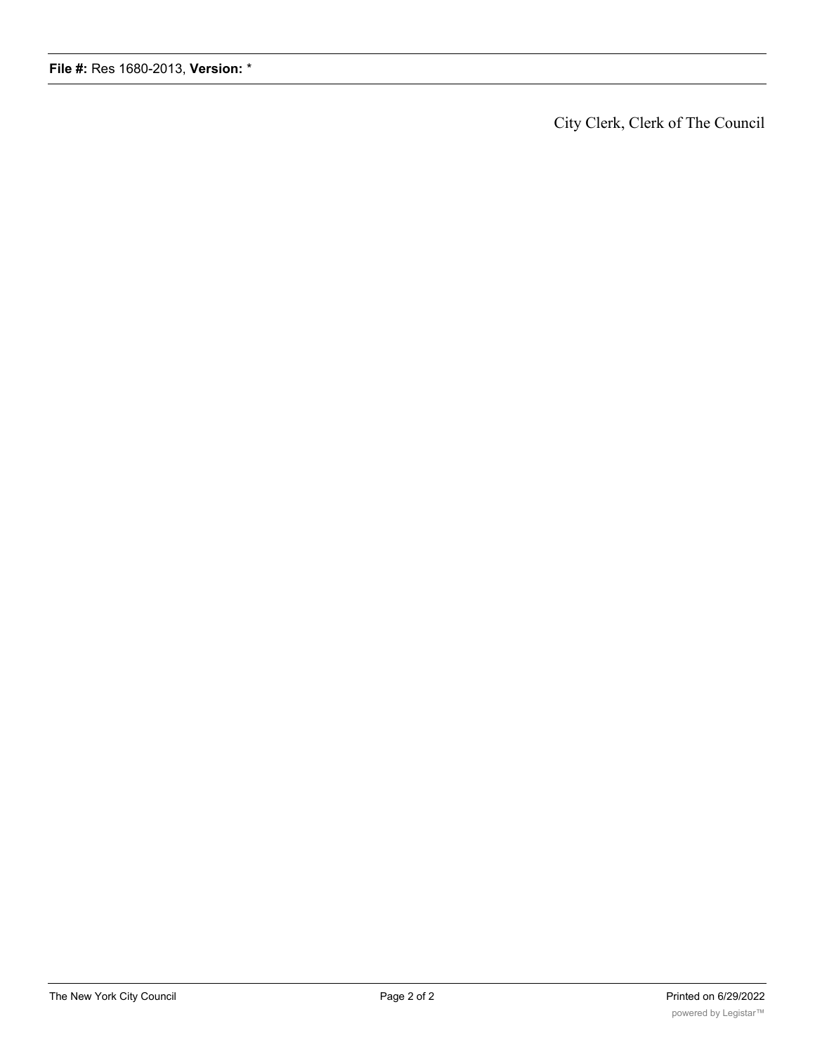City Clerk, Clerk of The Council